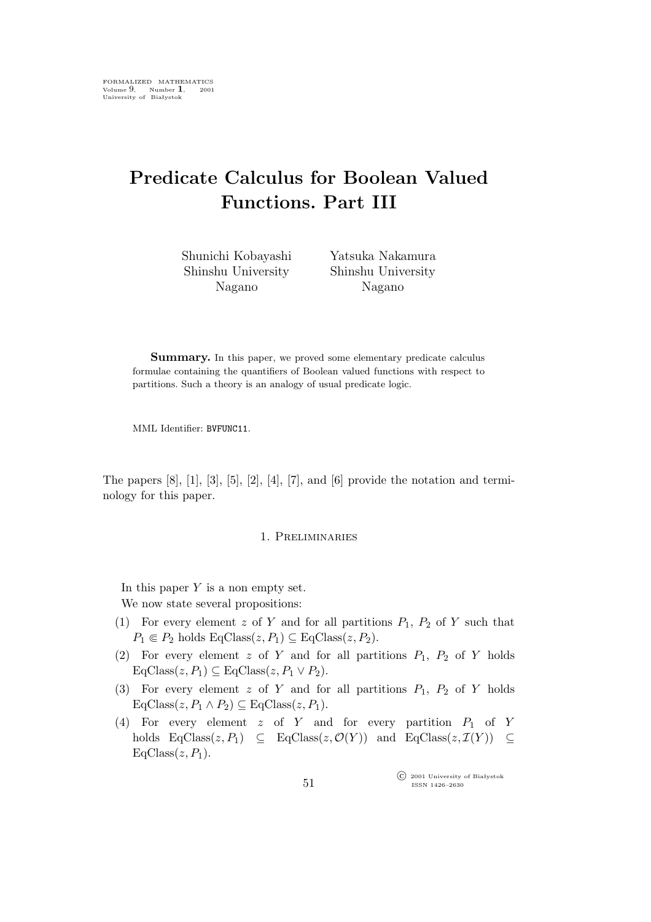# Predicate Calculus for Boolean Valued Functions. Part III

Shunichi Kobayashi
Shinshu University
Nagano

Yatsuka Nakamura
Shinshu University
Nagano

**Summary.** In this paper, we proved some elementary predicate calculus formulae containing the quantifiers of Boolean valued functions with respect to partitions. Such a theory is an analogy of usual predicate logic.

MML Identifier: BVFUNC11.

The papers [8], [1], [3], [5], [2], [4], [7], and [6] provide the notation and terminology for this paper.

## 1. Preliminaries

In this paper $Y$ is a non empty set.

We now state several propositions:

(1) For every element $z$ of $Y$ and for all partitions $P_1$, $P_2$ of $Y$ such that $P_1 \Subset P_2$ holds $\mathrm{EqClass}(z, P_1) \subseteq \mathrm{EqClass}(z, P_2)$.

(2) For every element $z$ of $Y$ and for all partitions $P_1$, $P_2$ of $Y$ holds $\mathrm{EqClass}(z, P_1) \subseteq \mathrm{EqClass}(z, P_1 \vee P_2)$.

(3) For every element $z$ of $Y$ and for all partitions $P_1$, $P_2$ of $Y$ holds $\mathrm{EqClass}(z, P_1 \wedge P_2) \subseteq \mathrm{EqClass}(z, P_1)$.

(4) For every element $z$ of $Y$ and for every partition $P_1$ of $Y$ holds $\mathrm{EqClass}(z, P_1) \subseteq \mathrm{EqClass}(z, \mathcal{O}(Y))$ and $\mathrm{EqClass}(z, \mathcal{I}(Y)) \subseteq \mathrm{EqClass}(z, P_1)$.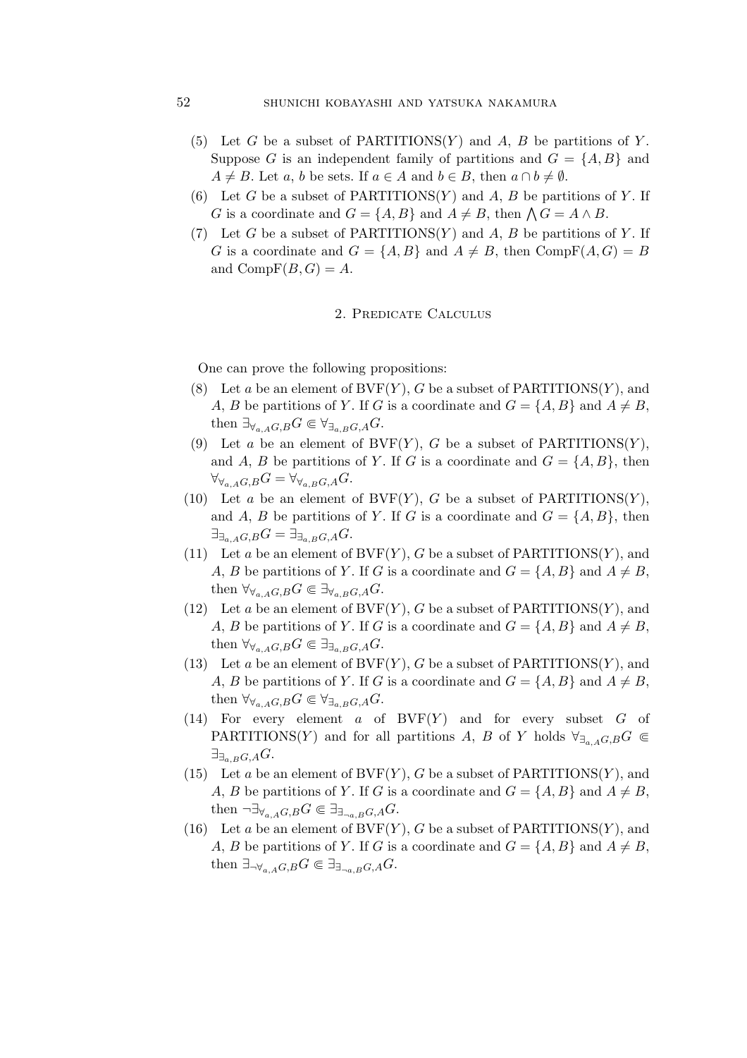(5) Let $G$ be a subset of PARTITIONS($Y$) and $A$, $B$ be partitions of $Y$. Suppose $G$ is an independent family of partitions and $G = \{A, B\}$ and $A \neq B$. Let $a$, $b$ be sets. If $a \in A$ and $b \in B$, then $a \cap b \neq \emptyset$.

(6) Let $G$ be a subset of PARTITIONS($Y$) and $A$, $B$ be partitions of $Y$. If $G$ is a coordinate and $G = \{A, B\}$ and $A \neq B$, then $\bigwedge G = A \wedge B$.

(7) Let $G$ be a subset of PARTITIONS($Y$) and $A$, $B$ be partitions of $Y$. If $G$ is a coordinate and $G = \{A, B\}$ and $A \neq B$, then CompF($A, G$) $= B$ and CompF($B, G$) $= A$.

## 2. Predicate Calculus

One can prove the following propositions:

(8) Let $a$ be an element of BVF($Y$), $G$ be a subset of PARTITIONS($Y$), and $A$, $B$ be partitions of $Y$. If $G$ is a coordinate and $G = \{A, B\}$ and $A \neq B$, then $\exists_{\forall_{a,A}G,B}G \Subset \forall_{\exists_{a,B}G,A}G$.

(9) Let $a$ be an element of BVF($Y$), $G$ be a subset of PARTITIONS($Y$), and $A$, $B$ be partitions of $Y$. If $G$ is a coordinate and $G = \{A, B\}$, then $\forall_{\forall_{a,A}G,B}G = \forall_{\forall_{a,B}G,A}G$.

(10) Let $a$ be an element of BVF($Y$), $G$ be a subset of PARTITIONS($Y$), and $A$, $B$ be partitions of $Y$. If $G$ is a coordinate and $G = \{A, B\}$, then $\exists_{\exists_{a,A}G,B}G = \exists_{\exists_{a,B}G,A}G$.

(11) Let $a$ be an element of BVF($Y$), $G$ be a subset of PARTITIONS($Y$), and $A$, $B$ be partitions of $Y$. If $G$ is a coordinate and $G = \{A, B\}$ and $A \neq B$, then $\forall_{\forall_{a,A}G,B}G \Subset \exists_{\forall_{a,B}G,A}G$.

(12) Let $a$ be an element of BVF($Y$), $G$ be a subset of PARTITIONS($Y$), and $A$, $B$ be partitions of $Y$. If $G$ is a coordinate and $G = \{A, B\}$ and $A \neq B$, then $\forall_{\forall_{a,A}G,B}G \Subset \exists_{\exists_{a,B}G,A}G$.

(13) Let $a$ be an element of BVF($Y$), $G$ be a subset of PARTITIONS($Y$), and $A$, $B$ be partitions of $Y$. If $G$ is a coordinate and $G = \{A, B\}$ and $A \neq B$, then $\forall_{\forall_{a,A}G,B}G \Subset \forall_{\exists_{a,B}G,A}G$.

(14) For every element $a$ of BVF($Y$) and for every subset $G$ of PARTITIONS($Y$) and for all partitions $A$, $B$ of $Y$ holds $\forall_{\exists_{a,A}G,B}G \Subset \exists_{\exists_{a,B}G,A}G$.

(15) Let $a$ be an element of BVF($Y$), $G$ be a subset of PARTITIONS($Y$), and $A$, $B$ be partitions of $Y$. If $G$ is a coordinate and $G = \{A, B\}$ and $A \neq B$, then $\neg\exists_{\forall_{a,A}G,B}G \Subset \exists_{\exists_{\neg a,B}G,A}G$.

(16) Let $a$ be an element of BVF($Y$), $G$ be a subset of PARTITIONS($Y$), and $A$, $B$ be partitions of $Y$. If $G$ is a coordinate and $G = \{A, B\}$ and $A \neq B$, then $\exists_{\neg\forall_{a,A}G,B}G \Subset \exists_{\exists_{\neg a,B}G,A}G$.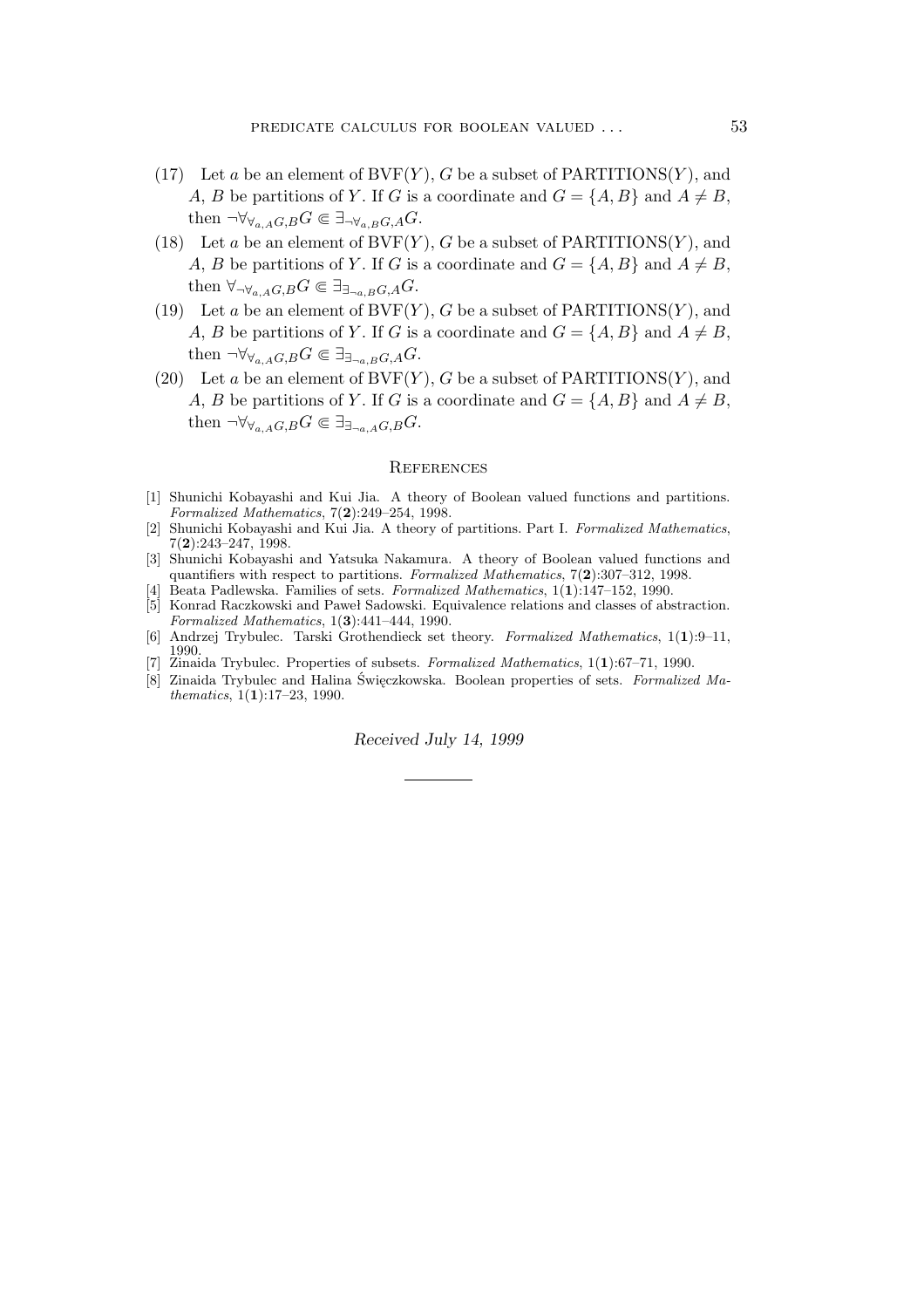(17) Let $a$ be an element of $\mathrm{BVF}(Y)$, $G$ be a subset of $\mathrm{PARTITIONS}(Y)$, and $A$, $B$ be partitions of $Y$. If $G$ is a coordinate and $G = \{A, B\}$ and $A \neq B$, then $\neg\forall_{\forall_{a,A}G,B}G \Subset \exists_{\neg\forall_{a,B}G,A}G$.

(18) Let $a$ be an element of $\mathrm{BVF}(Y)$, $G$ be a subset of $\mathrm{PARTITIONS}(Y)$, and $A$, $B$ be partitions of $Y$. If $G$ is a coordinate and $G = \{A, B\}$ and $A \neq B$, then $\forall_{\neg\forall_{a,A}G,B}G \Subset \exists_{\exists_{\neg a,B}G,A}G$.

(19) Let $a$ be an element of $\mathrm{BVF}(Y)$, $G$ be a subset of $\mathrm{PARTITIONS}(Y)$, and $A$, $B$ be partitions of $Y$. If $G$ is a coordinate and $G = \{A, B\}$ and $A \neq B$, then $\neg\forall_{\forall_{a,A}G,B}G \Subset \exists_{\exists_{\neg a,B}G,A}G$.

(20) Let $a$ be an element of $\mathrm{BVF}(Y)$, $G$ be a subset of $\mathrm{PARTITIONS}(Y)$, and $A$, $B$ be partitions of $Y$. If $G$ is a coordinate and $G = \{A, B\}$ and $A \neq B$, then $\neg\forall_{\forall_{a,A}G,B}G \Subset \exists_{\exists_{\neg a,A}G,B}G$.

## References

[1] Shunichi Kobayashi and Kui Jia. A theory of Boolean valued functions and partitions. *Formalized Mathematics*, 7(**2**):249–254, 1998.

[2] Shunichi Kobayashi and Kui Jia. A theory of partitions. Part I. *Formalized Mathematics*, 7(**2**):243–247, 1998.

[3] Shunichi Kobayashi and Yatsuka Nakamura. A theory of Boolean valued functions and quantifiers with respect to partitions. *Formalized Mathematics*, 7(**2**):307–312, 1998.

[4] Beata Padlewska. Families of sets. *Formalized Mathematics*, 1(**1**):147–152, 1990.

[5] Konrad Raczkowski and Paweł Sadowski. Equivalence relations and classes of abstraction. *Formalized Mathematics*, 1(**3**):441–444, 1990.

[6] Andrzej Trybulec. Tarski Grothendieck set theory. *Formalized Mathematics*, 1(**1**):9–11, 1990.

[7] Zinaida Trybulec. Properties of subsets. *Formalized Mathematics*, 1(**1**):67–71, 1990.

[8] Zinaida Trybulec and Halina Święczkowska. Boolean properties of sets. *Formalized Mathematics*, 1(**1**):17–23, 1990.

*Received July 14, 1999*